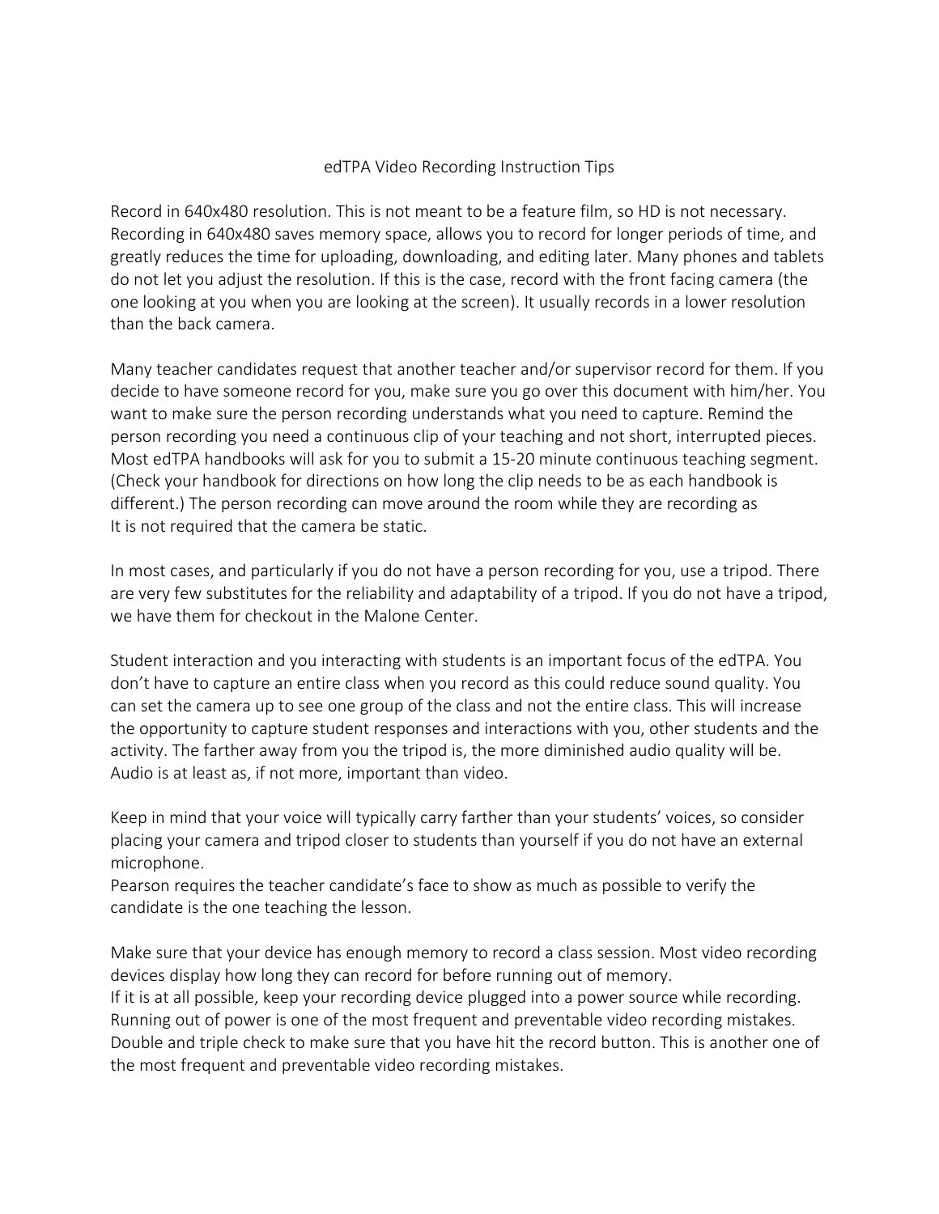# edTPA Video Recording Instruction Tips

Record in 640x480 resolution. This is not meant to be a feature film, so HD is not necessary. Recording in 640x480 saves memory space, allows you to record for longer periods of time, and greatly reduces the time for uploading, downloading, and editing later. Many phones and tablets do not let you adjust the resolution. If this is the case, record with the front facing camera (the one looking at you when you are looking at the screen). It usually records in a lower resolution than the back camera.

Many teacher candidates request that another teacher and/or supervisor record for them. If you decide to have someone record for you, make sure you go over this document with him/her. You want to make sure the person recording understands what you need to capture. Remind the person recording you need a continuous clip of your teaching and not short, interrupted pieces. Most edTPA handbooks will ask for you to submit a 15-20 minute continuous teaching segment. (Check your handbook for directions on how long the clip needs to be as each handbook is different.) The person recording can move around the room while they are recording as It is not required that the camera be static.

In most cases, and particularly if you do not have a person recording for you, use a tripod. There are very few substitutes for the reliability and adaptability of a tripod. If you do not have a tripod, we have them for checkout in the Malone Center.

Student interaction and you interacting with students is an important focus of the edTPA. You don't have to capture an entire class when you record as this could reduce sound quality. You can set the camera up to see one group of the class and not the entire class. This will increase the opportunity to capture student responses and interactions with you, other students and the activity. The farther away from you the tripod is, the more diminished audio quality will be. Audio is at least as, if not more, important than video.

Keep in mind that your voice will typically carry farther than your students' voices, so consider placing your camera and tripod closer to students than yourself if you do not have an external microphone.
Pearson requires the teacher candidate's face to show as much as possible to verify the candidate is the one teaching the lesson.

Make sure that your device has enough memory to record a class session. Most video recording devices display how long they can record for before running out of memory.
If it is at all possible, keep your recording device plugged into a power source while recording. Running out of power is one of the most frequent and preventable video recording mistakes.
Double and triple check to make sure that you have hit the record button. This is another one of the most frequent and preventable video recording mistakes.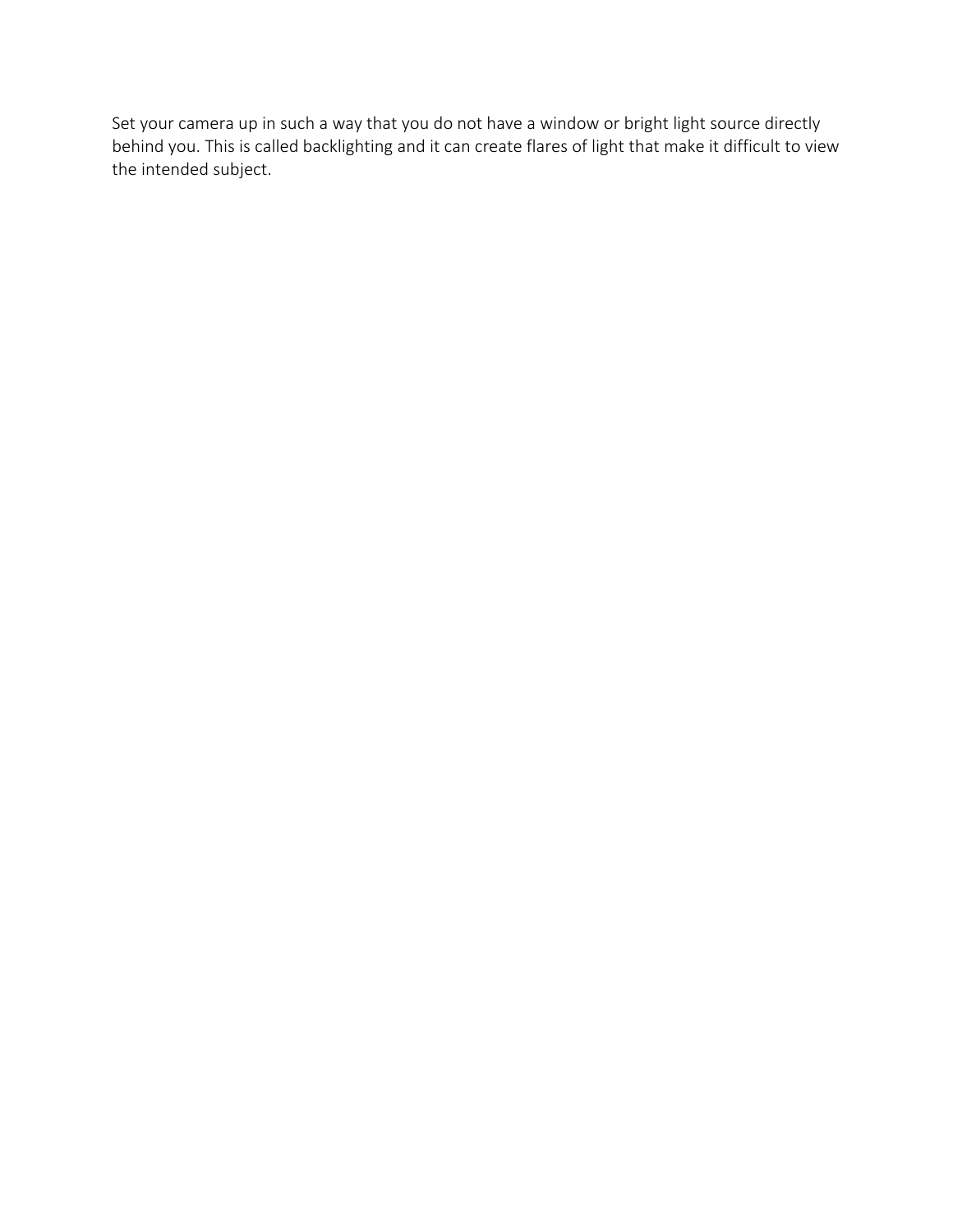Set your camera up in such a way that you do not have a window or bright light source directly behind you. This is called backlighting and it can create flares of light that make it difficult to view the intended subject.